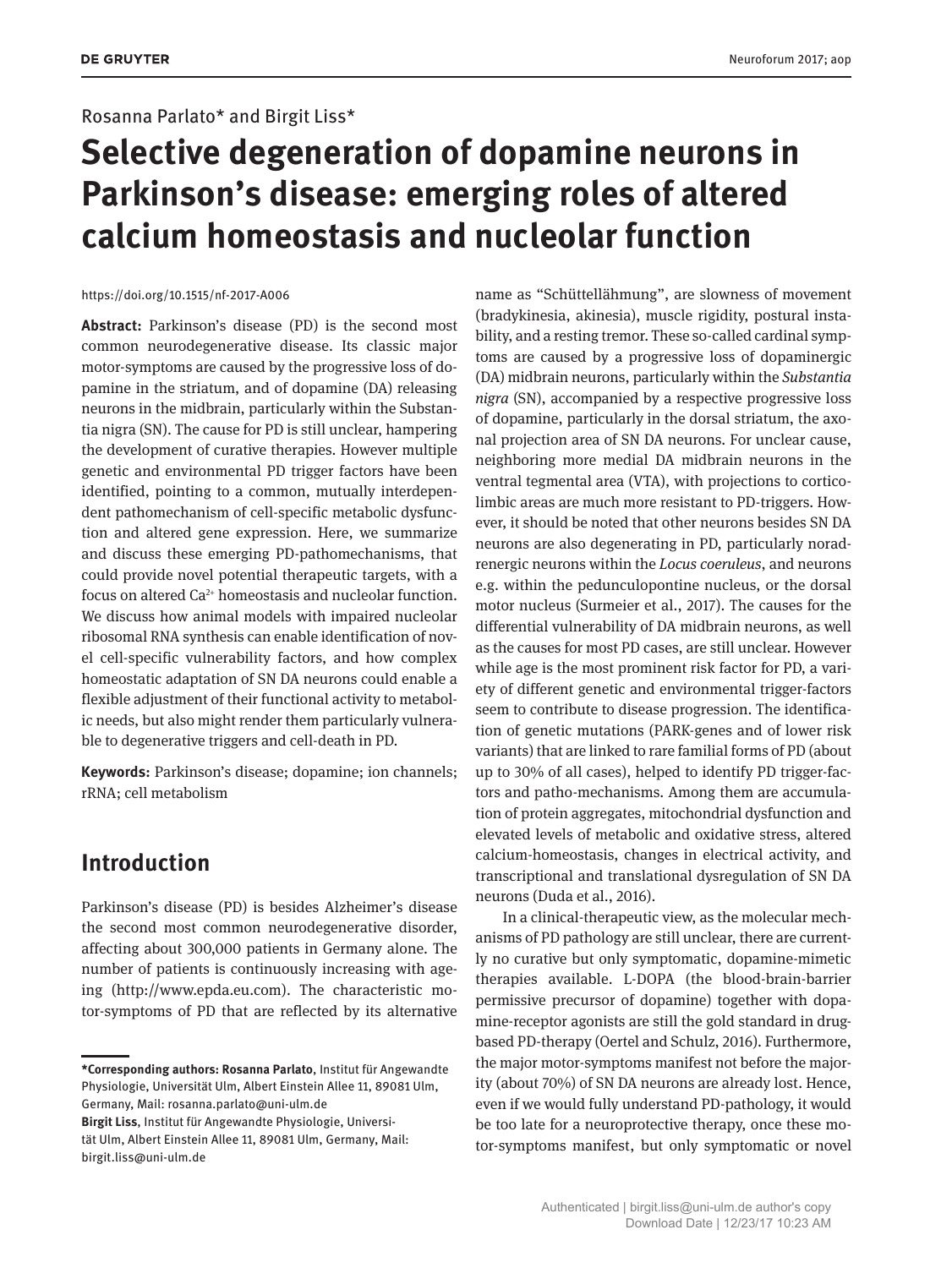Rosanna Parlato* and Birgit Liss*

# Selective degeneration of dopamine neurons in Parkinson's disease: emerging roles of altered calcium homeostasis and nucleolar function

https://doi.org/10.1515/nf-2017-A006

**Abstract:** Parkinson's disease (PD) is the second most common neurodegenerative disease. Its classic major motor-symptoms are caused by the progressive loss of dopamine in the striatum, and of dopamine (DA) releasing neurons in the midbrain, particularly within the Substantia nigra (SN). The cause for PD is still unclear, hampering the development of curative therapies. However multiple genetic and environmental PD trigger factors have been identified, pointing to a common, mutually interdependent pathomechanism of cell-specific metabolic dysfunction and altered gene expression. Here, we summarize and discuss these emerging PD-pathomechanisms, that could provide novel potential therapeutic targets, with a focus on altered $Ca^{2+}$ homeostasis and nucleolar function. We discuss how animal models with impaired nucleolar ribosomal RNA synthesis can enable identification of novel cell-specific vulnerability factors, and how complex homeostatic adaptation of SN DA neurons could enable a flexible adjustment of their functional activity to metabolic needs, but also might render them particularly vulnerable to degenerative triggers and cell-death in PD.

**Keywords:** Parkinson's disease; dopamine; ion channels; rRNA; cell metabolism

## Introduction

Parkinson's disease (PD) is besides Alzheimer's disease the second most common neurodegenerative disorder, affecting about 300,000 patients in Germany alone. The number of patients is continuously increasing with ageing (http://www.epda.eu.com). The characteristic motor-symptoms of PD that are reflected by its alternative name as "Schüttellähmung", are slowness of movement (bradykinesia, akinesia), muscle rigidity, postural instability, and a resting tremor. These so-called cardinal symptoms are caused by a progressive loss of dopaminergic (DA) midbrain neurons, particularly within the *Substantia nigra* (SN), accompanied by a respective progressive loss of dopamine, particularly in the dorsal striatum, the axonal projection area of SN DA neurons. For unclear cause, neighboring more medial DA midbrain neurons in the ventral tegmental area (VTA), with projections to corticolimbic areas are much more resistant to PD-triggers. However, it should be noted that other neurons besides SN DA neurons are also degenerating in PD, particularly noradrenergic neurons within the *Locus coeruleus*, and neurons e.g. within the pedunculopontine nucleus, or the dorsal motor nucleus (Surmeier et al., 2017). The causes for the differential vulnerability of DA midbrain neurons, as well as the causes for most PD cases, are still unclear. However while age is the most prominent risk factor for PD, a variety of different genetic and environmental trigger-factors seem to contribute to disease progression. The identification of genetic mutations (PARK-genes and of lower risk variants) that are linked to rare familial forms of PD (about up to 30% of all cases), helped to identify PD trigger-factors and patho-mechanisms. Among them are accumulation of protein aggregates, mitochondrial dysfunction and elevated levels of metabolic and oxidative stress, altered calcium-homeostasis, changes in electrical activity, and transcriptional and translational dysregulation of SN DA neurons (Duda et al., 2016).

In a clinical-therapeutic view, as the molecular mechanisms of PD pathology are still unclear, there are currently no curative but only symptomatic, dopamine-mimetic therapies available. L-DOPA (the blood-brain-barrier permissive precursor of dopamine) together with dopamine-receptor agonists are still the gold standard in drug-based PD-therapy (Oertel and Schulz, 2016). Furthermore, the major motor-symptoms manifest not before the majority (about 70%) of SN DA neurons are already lost. Hence, even if we would fully understand PD-pathology, it would be too late for a neuroprotective therapy, once these motor-symptoms manifest, but only symptomatic or novel

---

**\*Corresponding authors: Rosanna Parlato**, Institut für Angewandte Physiologie, Universität Ulm, Albert Einstein Allee 11, 89081 Ulm, Germany, Mail: rosanna.parlato@uni-ulm.de
**Birgit Liss**, Institut für Angewandte Physiologie, Universität Ulm, Albert Einstein Allee 11, 89081 Ulm, Germany, Mail: birgit.liss@uni-ulm.de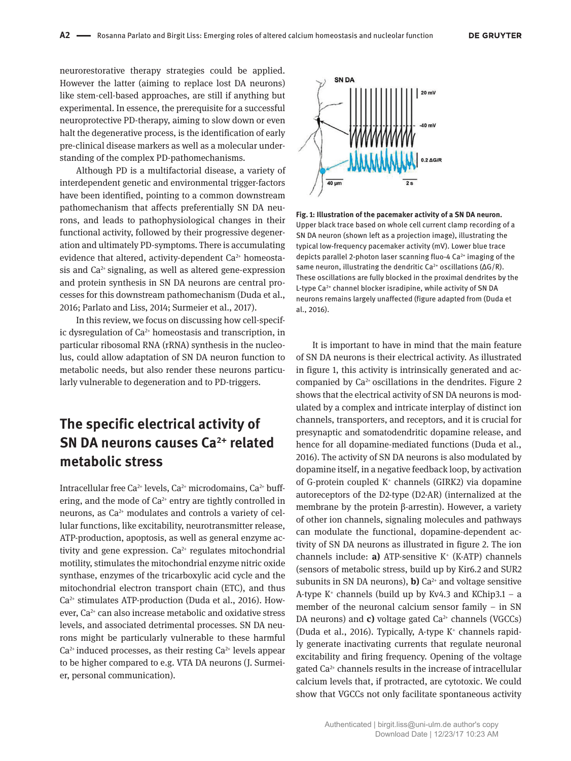neurorestorative therapy strategies could be applied. However the latter (aiming to replace lost DA neurons) like stem-cell-based approaches, are still if anything but experimental. In essence, the prerequisite for a successful neuroprotective PD-therapy, aiming to slow down or even halt the degenerative process, is the identification of early pre-clinical disease markers as well as a molecular understanding of the complex PD-pathomechanisms.

Although PD is a multifactorial disease, a variety of interdependent genetic and environmental trigger-factors have been identified, pointing to a common downstream pathomechanism that affects preferentially SN DA neurons, and leads to pathophysiological changes in their functional activity, followed by their progressive degeneration and ultimately PD-symptoms. There is accumulating evidence that altered, activity-dependent $Ca^{2+}$ homeostasis and $Ca^{2+}$ signaling, as well as altered gene-expression and protein synthesis in SN DA neurons are central processes for this downstream pathomechanism (Duda et al., 2016; Parlato and Liss, 2014; Surmeier et al., 2017).

In this review, we focus on discussing how cell-specific dysregulation of $Ca^{2+}$ homeostasis and transcription, in particular ribosomal RNA (rRNA) synthesis in the nucleolus, could allow adaptation of SN DA neuron function to metabolic needs, but also render these neurons particularly vulnerable to degeneration and to PD-triggers.

## The specific electrical activity of SN DA neurons causes $Ca^{2+}$ related metabolic stress

Intracellular free $Ca^{2+}$ levels, $Ca^{2+}$ microdomains, $Ca^{2+}$ buffering, and the mode of $Ca^{2+}$ entry are tightly controlled in neurons, as $Ca^{2+}$ modulates and controls a variety of cellular functions, like excitability, neurotransmitter release, ATP-production, apoptosis, as well as general enzyme activity and gene expression. $Ca^{2+}$ regulates mitochondrial motility, stimulates the mitochondrial enzyme nitric oxide synthase, enzymes of the tricarboxylic acid cycle and the mitochondrial electron transport chain (ETC), and thus $Ca^{2+}$ stimulates ATP-production (Duda et al., 2016). However, $Ca^{2+}$ can also increase metabolic and oxidative stress levels, and associated detrimental processes. SN DA neurons might be particularly vulnerable to these harmful $Ca^{2+}$ induced processes, as their resting $Ca^{2+}$ levels appear to be higher compared to e.g. VTA DA neurons (J. Surmeier, personal communication).

**Fig. 1: Illustration of the pacemaker activity of a SN DA neuron.** Upper black trace based on whole cell current clamp recording of a SN DA neuron (shown left as a projection image), illustrating the typical low-frequency pacemaker activity (mV). Lower blue trace depicts parallel 2-photon laser scanning fluo-4 $Ca^{2+}$ imaging of the same neuron, illustrating the dendritic $Ca^{2+}$ oscillations (ΔG/R). These oscillations are fully blocked in the proximal dendrites by the L-type $Ca^{2+}$ channel blocker isradipine, while activity of SN DA neurons remains largely unaffected (figure adapted from (Duda et al., 2016).

It is important to have in mind that the main feature of SN DA neurons is their electrical activity. As illustrated in figure 1, this activity is intrinsically generated and accompanied by $Ca^{2+}$ oscillations in the dendrites. Figure 2 shows that the electrical activity of SN DA neurons is modulated by a complex and intricate interplay of distinct ion channels, transporters, and receptors, and it is crucial for presynaptic and somatodendritic dopamine release, and hence for all dopamine-mediated functions (Duda et al., 2016). The activity of SN DA neurons is also modulated by dopamine itself, in a negative feedback loop, by activation of G-protein coupled $K^+$ channels (GIRK2) via dopamine autoreceptors of the D2-type (D2-AR) (internalized at the membrane by the protein β-arrestin). However, a variety of other ion channels, signaling molecules and pathways can modulate the functional, dopamine-dependent activity of SN DA neurons as illustrated in figure 2. The ion channels include: **a)** ATP-sensitive $K^+$ (K-ATP) channels (sensors of metabolic stress, build up by Kir6.2 and SUR2 subunits in SN DA neurons), **b)** $Ca^{2+}$ and voltage sensitive A-type $K^+$ channels (build up by Kv4.3 and KChip3.1 – a member of the neuronal calcium sensor family – in SN DA neurons) and **c)** voltage gated $Ca^{2+}$ channels (VGCCs) (Duda et al., 2016). Typically, A-type $K^+$ channels rapidly generate inactivating currents that regulate neuronal excitability and firing frequency. Opening of the voltage gated $Ca^{2+}$ channels results in the increase of intracellular calcium levels that, if protracted, are cytotoxic. We could show that VGCCs not only facilitate spontaneous activity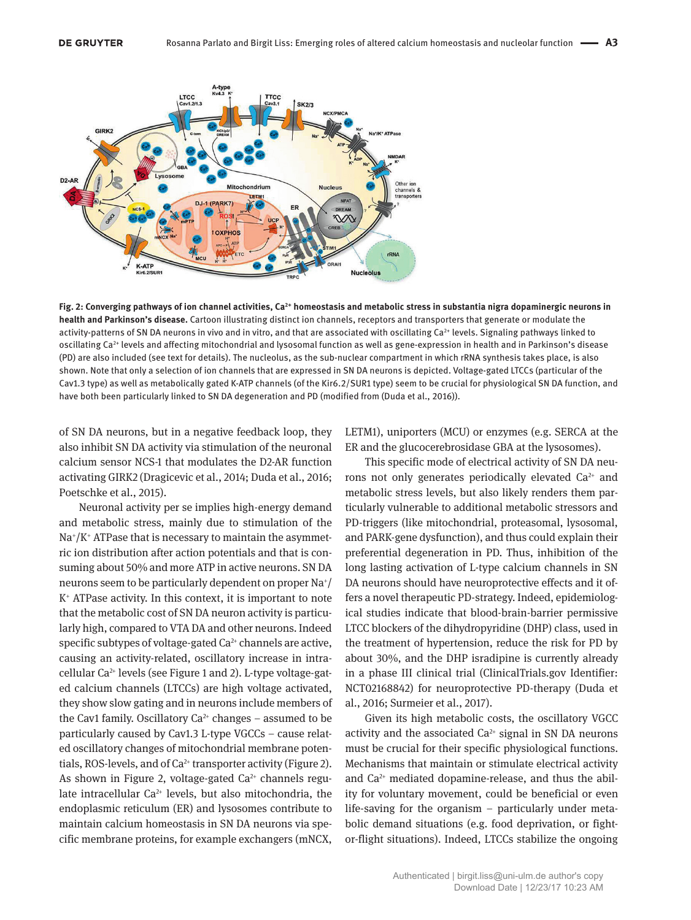**Fig. 2: Converging pathways of ion channel activities, $Ca^{2+}$ homeostasis and metabolic stress in substantia nigra dopaminergic neurons in health and Parkinson's disease.** Cartoon illustrating distinct ion channels, receptors and transporters that generate or modulate the activity-patterns of SN DA neurons in vivo and in vitro, and that are associated with oscillating $Ca^{2+}$ levels. Signaling pathways linked to oscillating $Ca^{2+}$ levels and affecting mitochondrial and lysosomal function as well as gene-expression in health and in Parkinson's disease (PD) are also included (see text for details). The nucleolus, as the sub-nuclear compartment in which rRNA synthesis takes place, is also shown. Note that only a selection of ion channels that are expressed in SN DA neurons is depicted. Voltage-gated LTCCs (particular of the Cav1.3 type) as well as metabolically gated K-ATP channels (of the Kir6.2/SUR1 type) seem to be crucial for physiological SN DA function, and have both been particularly linked to SN DA degeneration and PD (modified from (Duda et al., 2016)).

of SN DA neurons, but in a negative feedback loop, they also inhibit SN DA activity via stimulation of the neuronal calcium sensor NCS-1 that modulates the D2-AR function activating GIRK2 (Dragicevic et al., 2014; Duda et al., 2016; Poetschke et al., 2015).

Neuronal activity per se implies high-energy demand and metabolic stress, mainly due to stimulation of the $Na^+/K^+$ ATPase that is necessary to maintain the asymmetric ion distribution after action potentials and that is consuming about 50% and more ATP in active neurons. SN DA neurons seem to be particularly dependent on proper $Na^+/K^+$ ATPase activity. In this context, it is important to note that the metabolic cost of SN DA neuron activity is particularly high, compared to VTA DA and other neurons. Indeed specific subtypes of voltage-gated $Ca^{2+}$ channels are active, causing an activity-related, oscillatory increase in intracellular $Ca^{2+}$ levels (see Figure 1 and 2). L-type voltage-gated calcium channels (LTCCs) are high voltage activated, they show slow gating and in neurons include members of the Cav1 family. Oscillatory $Ca^{2+}$ changes – assumed to be particularly caused by Cav1.3 L-type VGCCs – cause related oscillatory changes of mitochondrial membrane potentials, ROS-levels, and of $Ca^{2+}$ transporter activity (Figure 2). As shown in Figure 2, voltage-gated $Ca^{2+}$ channels regulate intracellular $Ca^{2+}$ levels, but also mitochondria, the endoplasmic reticulum (ER) and lysosomes contribute to maintain calcium homeostasis in SN DA neurons via specific membrane proteins, for example exchangers (mNCX, LETM1), uniporters (MCU) or enzymes (e.g. SERCA at the ER and the glucocerebrosidase GBA at the lysosomes).

This specific mode of electrical activity of SN DA neurons not only generates periodically elevated $Ca^{2+}$ and metabolic stress levels, but also likely renders them particularly vulnerable to additional metabolic stressors and PD-triggers (like mitochondrial, proteasomal, lysosomal, and PARK-gene dysfunction), and thus could explain their preferential degeneration in PD. Thus, inhibition of the long lasting activation of L-type calcium channels in SN DA neurons should have neuroprotective effects and it offers a novel therapeutic PD-strategy. Indeed, epidemiological studies indicate that blood-brain-barrier permissive LTCC blockers of the dihydropyridine (DHP) class, used in the treatment of hypertension, reduce the risk for PD by about 30%, and the DHP isradipine is currently already in a phase III clinical trial (ClinicalTrials.gov Identifier: NCT02168842) for neuroprotective PD-therapy (Duda et al., 2016; Surmeier et al., 2017).

Given its high metabolic costs, the oscillatory VGCC activity and the associated $Ca^{2+}$ signal in SN DA neurons must be crucial for their specific physiological functions. Mechanisms that maintain or stimulate electrical activity and $Ca^{2+}$ mediated dopamine-release, and thus the ability for voluntary movement, could be beneficial or even life-saving for the organism – particularly under metabolic demand situations (e.g. food deprivation, or fight-or-flight situations). Indeed, LTCCs stabilize the ongoing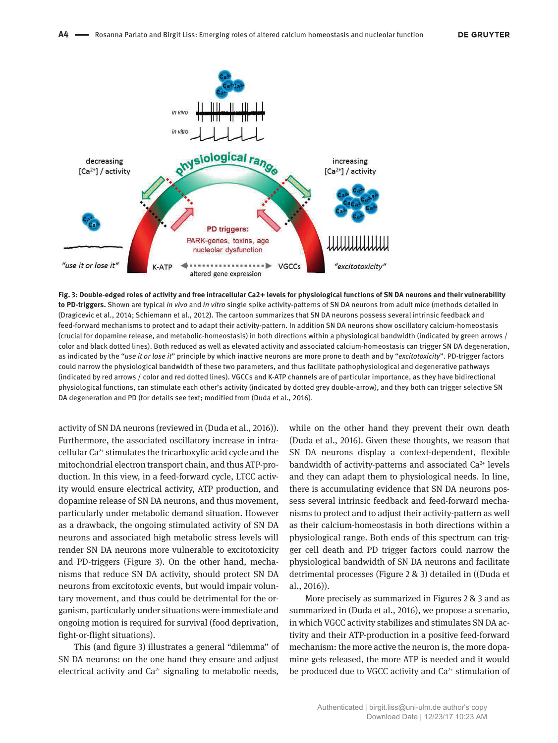in vivo

in vitro

physiological range

decreasing
[$Ca^{2+}$] / activity

increasing
[$Ca^{2+}$] / activity

PD triggers:
PARK-genes, toxins, age
nucleolar dysfunction

"use it or lose it"

K-ATP

VGCCs

"excitotoxicity"

altered gene expression

**Fig. 3: Double-edged roles of activity and free intracellular Ca2+ levels for physiological functions of SN DA neurons and their vulnerability to PD-triggers.** Shown are typical *in vivo* and *in vitro* single spike activity-patterns of SN DA neurons from adult mice (methods detailed in (Dragicevic et al., 2014; Schiemann et al., 2012). The cartoon summarizes that SN DA neurons possess several intrinsic feedback and feed-forward mechanisms to protect and to adapt their activity-pattern. In addition SN DA neurons show oscillatory calcium-homeostasis (crucial for dopamine release, and metabolic-homeostasis) in both directions within a physiological bandwidth (indicated by green arrows / color and black dotted lines). Both reduced as well as elevated activity and associated calcium-homeostasis can trigger SN DA degeneration, as indicated by the "*use it or lose it*" principle by which inactive neurons are more prone to death and by "*excitotoxicity*". PD-trigger factors could narrow the physiological bandwidth of these two parameters, and thus facilitate pathophysiological and degenerative pathways (indicated by red arrows / color and red dotted lines). VGCCs and K-ATP channels are of particular importance, as they have bidirectional physiological functions, can stimulate each other's activity (indicated by dotted grey double-arrow), and they both can trigger selective SN DA degeneration and PD (for details see text; modified from (Duda et al., 2016).

activity of SN DA neurons (reviewed in (Duda et al., 2016)). Furthermore, the associated oscillatory increase in intracellular $Ca^{2+}$ stimulates the tricarboxylic acid cycle and the mitochondrial electron transport chain, and thus ATP-production. In this view, in a feed-forward cycle, LTCC activity would ensure electrical activity, ATP production, and dopamine release of SN DA neurons, and thus movement, particularly under metabolic demand situation. However as a drawback, the ongoing stimulated activity of SN DA neurons and associated high metabolic stress levels will render SN DA neurons more vulnerable to excitotoxicity and PD-triggers (Figure 3). On the other hand, mechanisms that reduce SN DA activity, should protect SN DA neurons from excitotoxic events, but would impair voluntary movement, and thus could be detrimental for the organism, particularly under situations were immediate and ongoing motion is required for survival (food deprivation, fight-or-flight situations).

This (and figure 3) illustrates a general "dilemma" of SN DA neurons: on the one hand they ensure and adjust electrical activity and $Ca^{2+}$ signaling to metabolic needs, while on the other hand they prevent their own death (Duda et al., 2016). Given these thoughts, we reason that SN DA neurons display a context-dependent, flexible bandwidth of activity-patterns and associated $Ca^{2+}$ levels and they can adapt them to physiological needs. In line, there is accumulating evidence that SN DA neurons possess several intrinsic feedback and feed-forward mechanisms to protect and to adjust their activity-pattern as well as their calcium-homeostasis in both directions within a physiological range. Both ends of this spectrum can trigger cell death and PD trigger factors could narrow the physiological bandwidth of SN DA neurons and facilitate detrimental processes (Figure 2 & 3) detailed in ((Duda et al., 2016)).

More precisely as summarized in Figures 2 & 3 and as summarized in (Duda et al., 2016), we propose a scenario, in which VGCC activity stabilizes and stimulates SN DA activity and their ATP-production in a positive feed-forward mechanism: the more active the neuron is, the more dopamine gets released, the more ATP is needed and it would be produced due to VGCC activity and $Ca^{2+}$ stimulation of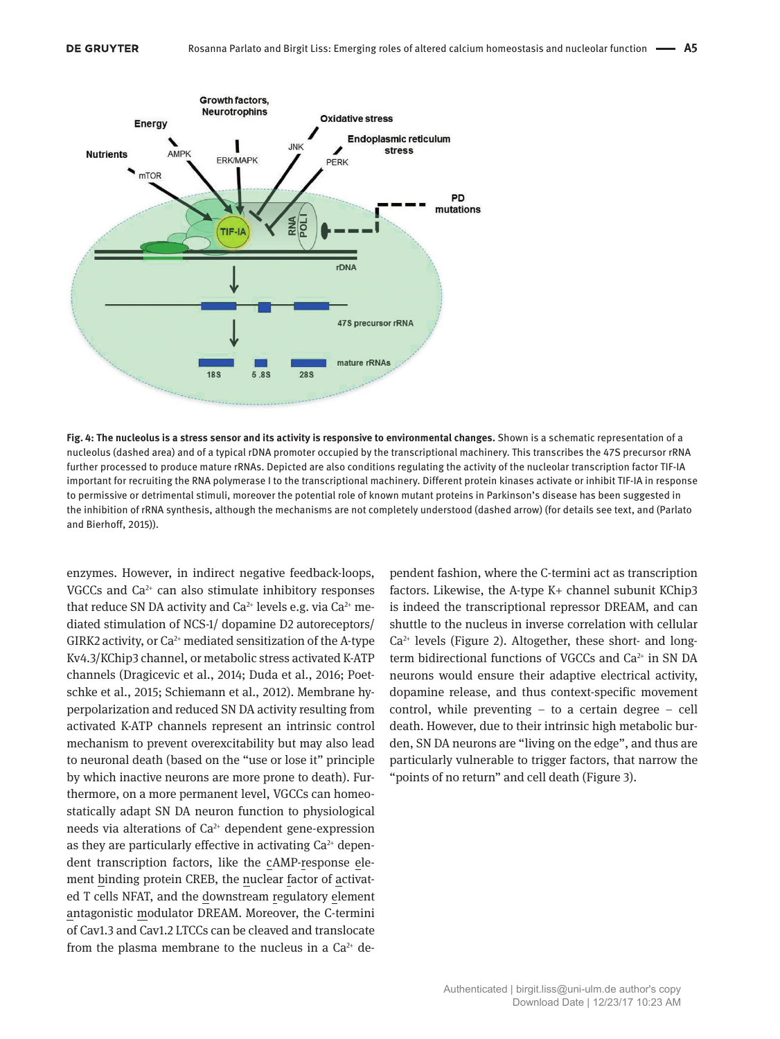Fig. 4: The nucleolus is a stress sensor and its activity is responsive to environmental changes. Shown is a schematic representation of a nucleolus (dashed area) and of a typical rDNA promoter occupied by the transcriptional machinery. This transcribes the 47S precursor rRNA further processed to produce mature rRNAs. Depicted are also conditions regulating the activity of the nucleolar transcription factor TIF-IA important for recruiting the RNA polymerase I to the transcriptional machinery. Different protein kinases activate or inhibit TIF-IA in response to permissive or detrimental stimuli, moreover the potential role of known mutant proteins in Parkinson's disease has been suggested in the inhibition of rRNA synthesis, although the mechanisms are not completely understood (dashed arrow) (for details see text, and (Parlato and Bierhoff, 2015)).

enzymes. However, in indirect negative feedback-loops, VGCCs and $Ca^{2+}$ can also stimulate inhibitory responses that reduce SN DA activity and $Ca^{2+}$ levels e.g. via $Ca^{2+}$ mediated stimulation of NCS-1/ dopamine D2 autoreceptors/ GIRK2 activity, or $Ca^{2+}$ mediated sensitization of the A-type Kv4.3/KChip3 channel, or metabolic stress activated K-ATP channels (Dragicevic et al., 2014; Duda et al., 2016; Poetschke et al., 2015; Schiemann et al., 2012). Membrane hyperpolarization and reduced SN DA activity resulting from activated K-ATP channels represent an intrinsic control mechanism to prevent overexcitability but may also lead to neuronal death (based on the "use or lose it" principle by which inactive neurons are more prone to death). Furthermore, on a more permanent level, VGCCs can homeostatically adapt SN DA neuron function to physiological needs via alterations of $Ca^{2+}$ dependent gene-expression as they are particularly effective in activating $Ca^{2+}$ dependent transcription factors, like the cAMP-response element binding protein CREB, the nuclear factor of activated T cells NFAT, and the downstream regulatory element antagonistic modulator DREAM. Moreover, the C-termini of Cav1.3 and Cav1.2 LTCCs can be cleaved and translocate from the plasma membrane to the nucleus in a $Ca^{2+}$ dependent fashion, where the C-termini act as transcription factors. Likewise, the A-type K+ channel subunit KChip3 is indeed the transcriptional repressor DREAM, and can shuttle to the nucleus in inverse correlation with cellular $Ca^{2+}$ levels (Figure 2). Altogether, these short- and long-term bidirectional functions of VGCCs and $Ca^{2+}$ in SN DA neurons would ensure their adaptive electrical activity, dopamine release, and thus context-specific movement control, while preventing – to a certain degree – cell death. However, due to their intrinsic high metabolic burden, SN DA neurons are "living on the edge", and thus are particularly vulnerable to trigger factors, that narrow the "points of no return" and cell death (Figure 3).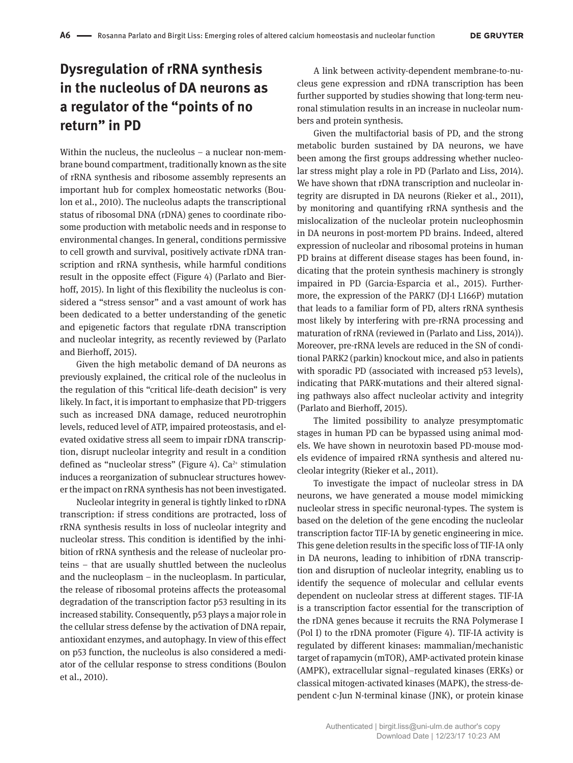## Dysregulation of rRNA synthesis in the nucleolus of DA neurons as a regulator of the "points of no return" in PD

Within the nucleus, the nucleolus – a nuclear non-membrane bound compartment, traditionally known as the site of rRNA synthesis and ribosome assembly represents an important hub for complex homeostatic networks (Boulon et al., 2010). The nucleolus adapts the transcriptional status of ribosomal DNA (rDNA) genes to coordinate ribosome production with metabolic needs and in response to environmental changes. In general, conditions permissive to cell growth and survival, positively activate rDNA transcription and rRNA synthesis, while harmful conditions result in the opposite effect (Figure 4) (Parlato and Bierhoff, 2015). In light of this flexibility the nucleolus is considered a "stress sensor" and a vast amount of work has been dedicated to a better understanding of the genetic and epigenetic factors that regulate rDNA transcription and nucleolar integrity, as recently reviewed by (Parlato and Bierhoff, 2015).

Given the high metabolic demand of DA neurons as previously explained, the critical role of the nucleolus in the regulation of this "critical life-death decision" is very likely. In fact, it is important to emphasize that PD-triggers such as increased DNA damage, reduced neurotrophin levels, reduced level of ATP, impaired proteostasis, and elevated oxidative stress all seem to impair rDNA transcription, disrupt nucleolar integrity and result in a condition defined as "nucleolar stress" (Figure 4). $Ca^{2+}$ stimulation induces a reorganization of subnuclear structures however the impact on rRNA synthesis has not been investigated.

Nucleolar integrity in general is tightly linked to rDNA transcription: if stress conditions are protracted, loss of rRNA synthesis results in loss of nucleolar integrity and nucleolar stress. This condition is identified by the inhibition of rRNA synthesis and the release of nucleolar proteins – that are usually shuttled between the nucleolus and the nucleoplasm – in the nucleoplasm. In particular, the release of ribosomal proteins affects the proteasomal degradation of the transcription factor p53 resulting in its increased stability. Consequently, p53 plays a major role in the cellular stress defense by the activation of DNA repair, antioxidant enzymes, and autophagy. In view of this effect on p53 function, the nucleolus is also considered a mediator of the cellular response to stress conditions (Boulon et al., 2010).

A link between activity-dependent membrane-to-nucleus gene expression and rDNA transcription has been further supported by studies showing that long-term neuronal stimulation results in an increase in nucleolar numbers and protein synthesis.

Given the multifactorial basis of PD, and the strong metabolic burden sustained by DA neurons, we have been among the first groups addressing whether nucleolar stress might play a role in PD (Parlato and Liss, 2014). We have shown that rDNA transcription and nucleolar integrity are disrupted in DA neurons (Rieker et al., 2011), by monitoring and quantifying rRNA synthesis and the mislocalization of the nucleolar protein nucleophosmin in DA neurons in post-mortem PD brains. Indeed, altered expression of nucleolar and ribosomal proteins in human PD brains at different disease stages has been found, indicating that the protein synthesis machinery is strongly impaired in PD (Garcia-Esparcia et al., 2015). Furthermore, the expression of the PARK7 (DJ-1 L166P) mutation that leads to a familiar form of PD, alters rRNA synthesis most likely by interfering with pre-rRNA processing and maturation of rRNA (reviewed in (Parlato and Liss, 2014)). Moreover, pre-rRNA levels are reduced in the SN of conditional PARK2 (parkin) knockout mice, and also in patients with sporadic PD (associated with increased p53 levels), indicating that PARK-mutations and their altered signaling pathways also affect nucleolar activity and integrity (Parlato and Bierhoff, 2015).

The limited possibility to analyze presymptomatic stages in human PD can be bypassed using animal models. We have shown in neurotoxin based PD-mouse models evidence of impaired rRNA synthesis and altered nucleolar integrity (Rieker et al., 2011).

To investigate the impact of nucleolar stress in DA neurons, we have generated a mouse model mimicking nucleolar stress in specific neuronal-types. The system is based on the deletion of the gene encoding the nucleolar transcription factor TIF-IA by genetic engineering in mice. This gene deletion results in the specific loss of TIF-IA only in DA neurons, leading to inhibition of rDNA transcription and disruption of nucleolar integrity, enabling us to identify the sequence of molecular and cellular events dependent on nucleolar stress at different stages. TIF-IA is a transcription factor essential for the transcription of the rDNA genes because it recruits the RNA Polymerase I (Pol I) to the rDNA promoter (Figure 4). TIF-IA activity is regulated by different kinases: mammalian/mechanistic target of rapamycin (mTOR), AMP-activated protein kinase (AMPK), extracellular signal–regulated kinases (ERKs) or classical mitogen-activated kinases (MAPK), the stress-dependent c-Jun N-terminal kinase (JNK), or protein kinase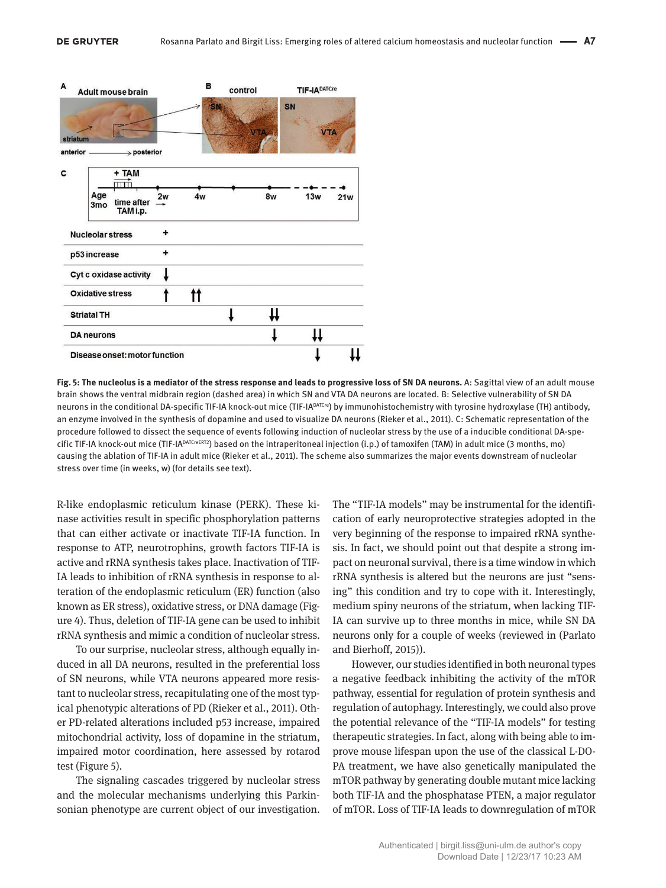**Fig. 5: The nucleolus is a mediator of the stress response and leads to progressive loss of SN DA neurons.** A: Sagittal view of an adult mouse brain shows the ventral midbrain region (dashed area) in which SN and VTA DA neurons are located. B: Selective vulnerability of SN DA neurons in the conditional DA-specific TIF-IA knock-out mice (TIF-IA$^{DATCre}$) by immunohistochemistry with tyrosine hydroxylase (TH) antibody, an enzyme involved in the synthesis of dopamine and used to visualize DA neurons (Rieker et al., 2011). C: Schematic representation of the procedure followed to dissect the sequence of events following induction of nucleolar stress by the use of a inducible conditional DA-specific TIF-IA knock-out mice (TIF-IA$^{DATCreERT2}$) based on the intraperitoneal injection (i.p.) of tamoxifen (TAM) in adult mice (3 months, mo) causing the ablation of TIF-IA in adult mice (Rieker et al., 2011). The scheme also summarizes the major events downstream of nucleolar stress over time (in weeks, w) (for details see text).

R-like endoplasmic reticulum kinase (PERK). These kinase activities result in specific phosphorylation patterns that can either activate or inactivate TIF-IA function. In response to ATP, neurotrophins, growth factors TIF-IA is active and rRNA synthesis takes place. Inactivation of TIF-IA leads to inhibition of rRNA synthesis in response to alteration of the endoplasmic reticulum (ER) function (also known as ER stress), oxidative stress, or DNA damage (Figure 4). Thus, deletion of TIF-IA gene can be used to inhibit rRNA synthesis and mimic a condition of nucleolar stress.

To our surprise, nucleolar stress, although equally induced in all DA neurons, resulted in the preferential loss of SN neurons, while VTA neurons appeared more resistant to nucleolar stress, recapitulating one of the most typical phenotypic alterations of PD (Rieker et al., 2011). Other PD-related alterations included p53 increase, impaired mitochondrial activity, loss of dopamine in the striatum, impaired motor coordination, here assessed by rotarod test (Figure 5).

The signaling cascades triggered by nucleolar stress and the molecular mechanisms underlying this Parkinsonian phenotype are current object of our investigation. The “TIF-IA models” may be instrumental for the identification of early neuroprotective strategies adopted in the very beginning of the response to impaired rRNA synthesis. In fact, we should point out that despite a strong impact on neuronal survival, there is a time window in which rRNA synthesis is altered but the neurons are just “sensing” this condition and try to cope with it. Interestingly, medium spiny neurons of the striatum, when lacking TIF-IA can survive up to three months in mice, while SN DA neurons only for a couple of weeks (reviewed in (Parlato and Bierhoff, 2015)).

However, our studies identified in both neuronal types a negative feedback inhibiting the activity of the mTOR pathway, essential for regulation of protein synthesis and regulation of autophagy. Interestingly, we could also prove the potential relevance of the “TIF-IA models” for testing therapeutic strategies. In fact, along with being able to improve mouse lifespan upon the use of the classical L-DOPA treatment, we have also genetically manipulated the mTOR pathway by generating double mutant mice lacking both TIF-IA and the phosphatase PTEN, a major regulator of mTOR. Loss of TIF-IA leads to downregulation of mTOR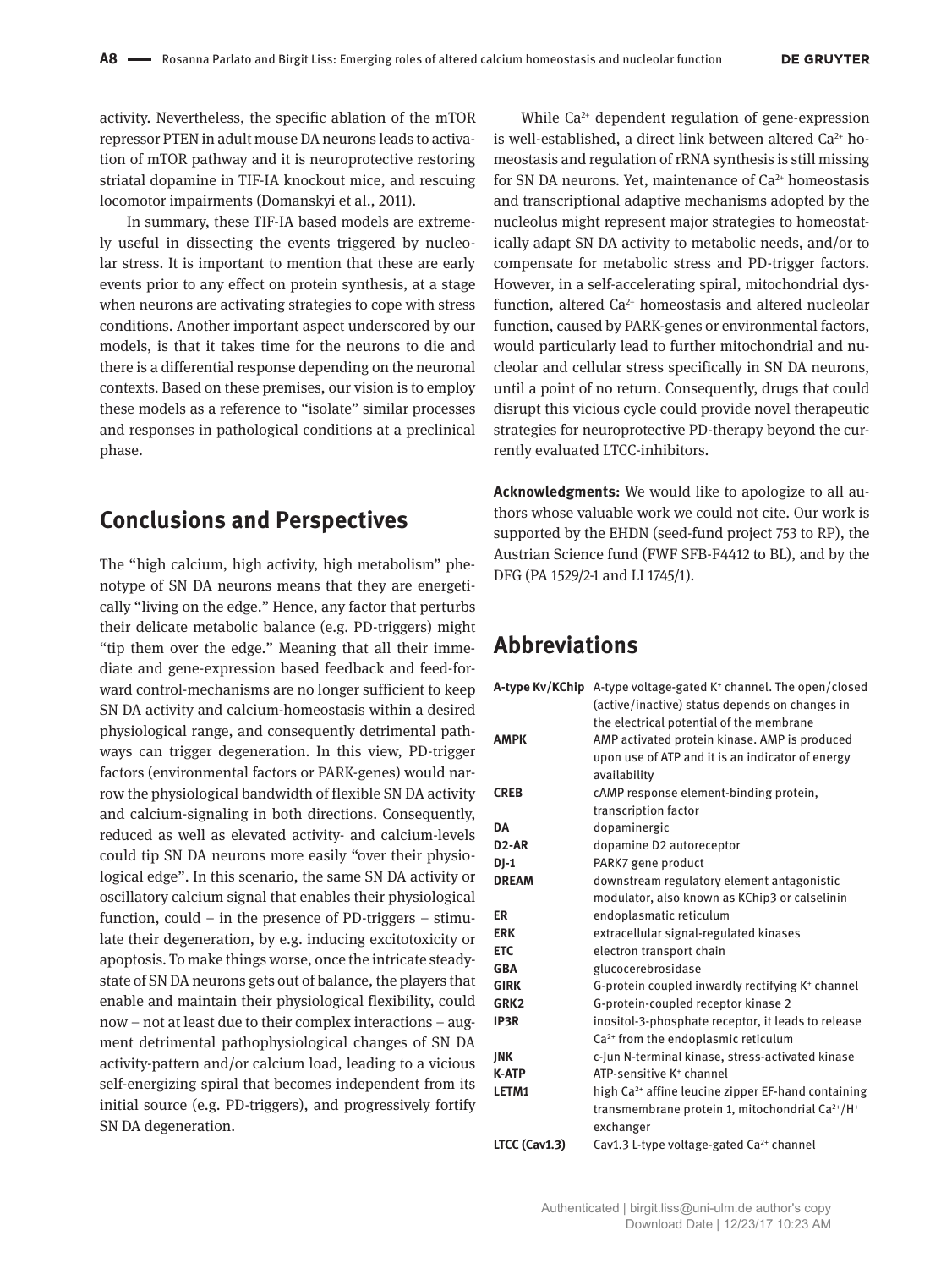activity. Nevertheless, the specific ablation of the mTOR repressor PTEN in adult mouse DA neurons leads to activation of mTOR pathway and it is neuroprotective restoring striatal dopamine in TIF-IA knockout mice, and rescuing locomotor impairments (Domanskyi et al., 2011).

In summary, these TIF-IA based models are extremely useful in dissecting the events triggered by nucleolar stress. It is important to mention that these are early events prior to any effect on protein synthesis, at a stage when neurons are activating strategies to cope with stress conditions. Another important aspect underscored by our models, is that it takes time for the neurons to die and there is a differential response depending on the neuronal contexts. Based on these premises, our vision is to employ these models as a reference to "isolate" similar processes and responses in pathological conditions at a preclinical phase.

## Conclusions and Perspectives

The "high calcium, high activity, high metabolism" phenotype of SN DA neurons means that they are energetically "living on the edge." Hence, any factor that perturbs their delicate metabolic balance (e.g. PD-triggers) might "tip them over the edge." Meaning that all their immediate and gene-expression based feedback and feed-forward control-mechanisms are no longer sufficient to keep SN DA activity and calcium-homeostasis within a desired physiological range, and consequently detrimental pathways can trigger degeneration. In this view, PD-trigger factors (environmental factors or PARK-genes) would narrow the physiological bandwidth of flexible SN DA activity and calcium-signaling in both directions. Consequently, reduced as well as elevated activity- and calcium-levels could tip SN DA neurons more easily "over their physiological edge". In this scenario, the same SN DA activity or oscillatory calcium signal that enables their physiological function, could – in the presence of PD-triggers – stimulate their degeneration, by e.g. inducing excitotoxicity or apoptosis. To make things worse, once the intricate steady-state of SN DA neurons gets out of balance, the players that enable and maintain their physiological flexibility, could now – not at least due to their complex interactions – augment detrimental pathophysiological changes of SN DA activity-pattern and/or calcium load, leading to a vicious self-energizing spiral that becomes independent from its initial source (e.g. PD-triggers), and progressively fortify SN DA degeneration.

While $Ca^{2+}$ dependent regulation of gene-expression is well-established, a direct link between altered $Ca^{2+}$ homeostasis and regulation of rRNA synthesis is still missing for SN DA neurons. Yet, maintenance of $Ca^{2+}$ homeostasis and transcriptional adaptive mechanisms adopted by the nucleolus might represent major strategies to homeostatically adapt SN DA activity to metabolic needs, and/or to compensate for metabolic stress and PD-trigger factors. However, in a self-accelerating spiral, mitochondrial dysfunction, altered $Ca^{2+}$ homeostasis and altered nucleolar function, caused by PARK-genes or environmental factors, would particularly lead to further mitochondrial and nucleolar and cellular stress specifically in SN DA neurons, until a point of no return. Consequently, drugs that could disrupt this vicious cycle could provide novel therapeutic strategies for neuroprotective PD-therapy beyond the currently evaluated LTCC-inhibitors.

**Acknowledgments:** We would like to apologize to all authors whose valuable work we could not cite. Our work is supported by the EHDN (seed-fund project 753 to RP), the Austrian Science fund (FWF SFB-F4412 to BL), and by the DFG (PA 1529/2-1 and LI 1745/1).

## Abbreviations

| | |
|---|---|
| **A-type Kv/KChip** | A-type voltage-gated $K^+$ channel. The open/closed (active/inactive) status depends on changes in the electrical potential of the membrane |
| **AMPK** | AMP activated protein kinase. AMP is produced upon use of ATP and it is an indicator of energy availability |
| **CREB** | cAMP response element-binding protein, transcription factor |
| **DA** | dopaminergic |
| **D2-AR** | dopamine D2 autoreceptor |
| **DJ-1** | PARK7 gene product |
| **DREAM** | downstream regulatory element antagonistic modulator, also known as KChip3 or calselinin |
| **ER** | endoplasmatic reticulum |
| **ERK** | extracellular signal-regulated kinases |
| **ETC** | electron transport chain |
| **GBA** | glucocerebrosidase |
| **GIRK** | G-protein coupled inwardly rectifying $K^+$ channel |
| **GRK2** | G-protein-coupled receptor kinase 2 |
| **IP3R** | inositol-3-phosphate receptor, it leads to release $Ca^{2+}$ from the endoplasmic reticulum |
| **JNK** | c-Jun N-terminal kinase, stress-activated kinase |
| **K-ATP** | ATP-sensitive $K^+$ channel |
| **LETM1** | high $Ca^{2+}$ affine leucine zipper EF-hand containing transmembrane protein 1, mitochondrial $Ca^{2+}/H^+$ exchanger |
| **LTCC (Cav1.3)** | Cav1.3 L-type voltage-gated $Ca^{2+}$ channel |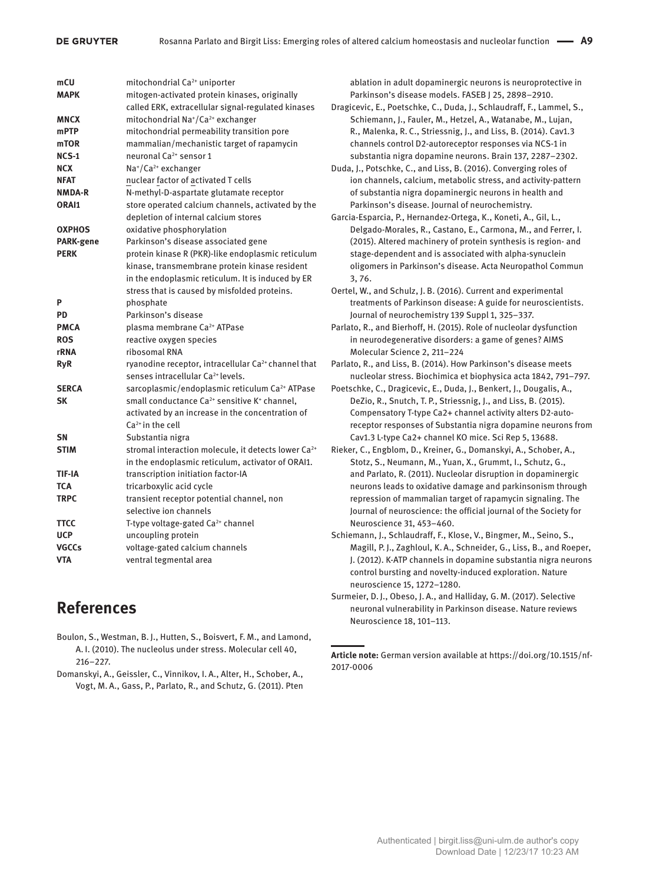| | |
|---|---|
| **mCU** | mitochondrial $Ca^{2+}$ uniporter |
| **MAPK** | mitogen-activated protein kinases, originally called ERK, extracellular signal-regulated kinases |
| **MNCX** | mitochondrial $Na^+/Ca^{2+}$ exchanger |
| **mPTP** | mitochondrial permeability transition pore |
| **mTOR** | mammalian/mechanistic target of rapamycin |
| **NCS-1** | neuronal $Ca^{2+}$ sensor 1 |
| **NCX** | $Na^+/Ca^{2+}$ exchanger |
| **NFAT** | nuclear factor of activated T cells |
| **NMDA-R** | N-methyl-D-aspartate glutamate receptor |
| **ORAI1** | store operated calcium channels, activated by the depletion of internal calcium stores |
| **OXPHOS** | oxidative phosphorylation |
| **PARK-gene** | Parkinson's disease associated gene |
| **PERK** | protein kinase R (PKR)-like endoplasmic reticulum kinase, transmembrane protein kinase resident in the endoplasmic reticulum. It is induced by ER stress that is caused by misfolded proteins. |
| **P** | phosphate |
| **PD** | Parkinson's disease |
| **PMCA** | plasma membrane $Ca^{2+}$ ATPase |
| **ROS** | reactive oxygen species |
| **rRNA** | ribosomal RNA |
| **RyR** | ryanodine receptor, intracellular $Ca^{2+}$ channel that senses intracellular $Ca^{2+}$ levels. |
| **SERCA** | sarcoplasmic/endoplasmic reticulum $Ca^{2+}$ ATPase |
| **SK** | small conductance $Ca^{2+}$ sensitive $K^+$ channel, activated by an increase in the concentration of $Ca^{2+}$ in the cell |
| **SN** | Substantia nigra |
| **STIM** | stromal interaction molecule, it detects lower $Ca^{2+}$ in the endoplasmic reticulum, activator of ORAI1. |
| **TIF-IA** | transcription initiation factor-IA |
| **TCA** | tricarboxylic acid cycle |
| **TRPC** | transient receptor potential channel, non selective ion channels |
| **TTCC** | T-type voltage-gated $Ca^{2+}$ channel |
| **UCP** | uncoupling protein |
| **VGCCs** | voltage-gated calcium channels |
| **VTA** | ventral tegmental area |

## References

Boulon, S., Westman, B. J., Hutten, S., Boisvert, F. M., and Lamond, A. I. (2010). The nucleolus under stress. Molecular cell 40, 216–227.

Domanskyi, A., Geissler, C., Vinnikov, I. A., Alter, H., Schober, A., Vogt, M. A., Gass, P., Parlato, R., and Schutz, G. (2011). Pten ablation in adult dopaminergic neurons is neuroprotective in Parkinson's disease models. FASEB J 25, 2898–2910.

Dragicevic, E., Poetschke, C., Duda, J., Schlaudraff, F., Lammel, S., Schiemann, J., Fauler, M., Hetzel, A., Watanabe, M., Lujan, R., Malenka, R. C., Striessnig, J., and Liss, B. (2014). Cav1.3 channels control D2-autoreceptor responses via NCS-1 in substantia nigra dopamine neurons. Brain 137, 2287–2302.

Duda, J., Potschke, C., and Liss, B. (2016). Converging roles of ion channels, calcium, metabolic stress, and activity-pattern of substantia nigra dopaminergic neurons in health and Parkinson's disease. Journal of neurochemistry.

Garcia-Esparcia, P., Hernandez-Ortega, K., Koneti, A., Gil, L., Delgado-Morales, R., Castano, E., Carmona, M., and Ferrer, I. (2015). Altered machinery of protein synthesis is region- and stage-dependent and is associated with alpha-synuclein oligomers in Parkinson's disease. Acta Neuropathol Commun 3, 76.

Oertel, W., and Schulz, J. B. (2016). Current and experimental treatments of Parkinson disease: A guide for neuroscientists. Journal of neurochemistry 139 Suppl 1, 325–337.

Parlato, R., and Bierhoff, H. (2015). Role of nucleolar dysfunction in neurodegenerative disorders: a game of genes? AIMS Molecular Science 2, 211–224

Parlato, R., and Liss, B. (2014). How Parkinson's disease meets nucleolar stress. Biochimica et biophysica acta 1842, 791–797.

Poetschke, C., Dragicevic, E., Duda, J., Benkert, J., Dougalis, A., DeZio, R., Snutch, T. P., Striessnig, J., and Liss, B. (2015). Compensatory T-type Ca2+ channel activity alters D2-autoreceptor responses of Substantia nigra dopamine neurons from Cav1.3 L-type Ca2+ channel KO mice. Sci Rep 5, 13688.

Rieker, C., Engblom, D., Kreiner, G., Domanskyi, A., Schober, A., Stotz, S., Neumann, M., Yuan, X., Grummt, I., Schutz, G., and Parlato, R. (2011). Nucleolar disruption in dopaminergic neurons leads to oxidative damage and parkinsonism through repression of mammalian target of rapamycin signaling. The Journal of neuroscience: the official journal of the Society for Neuroscience 31, 453–460.

Schiemann, J., Schlaudraff, F., Klose, V., Bingmer, M., Seino, S., Magill, P. J., Zaghloul, K. A., Schneider, G., Liss, B., and Roeper, J. (2012). K-ATP channels in dopamine substantia nigra neurons control bursting and novelty-induced exploration. Nature neuroscience 15, 1272–1280.

Surmeier, D. J., Obeso, J. A., and Halliday, G. M. (2017). Selective neuronal vulnerability in Parkinson disease. Nature reviews Neuroscience 18, 101–113.

---

**Article note:** German version available at https://doi.org/10.1515/nf-2017-0006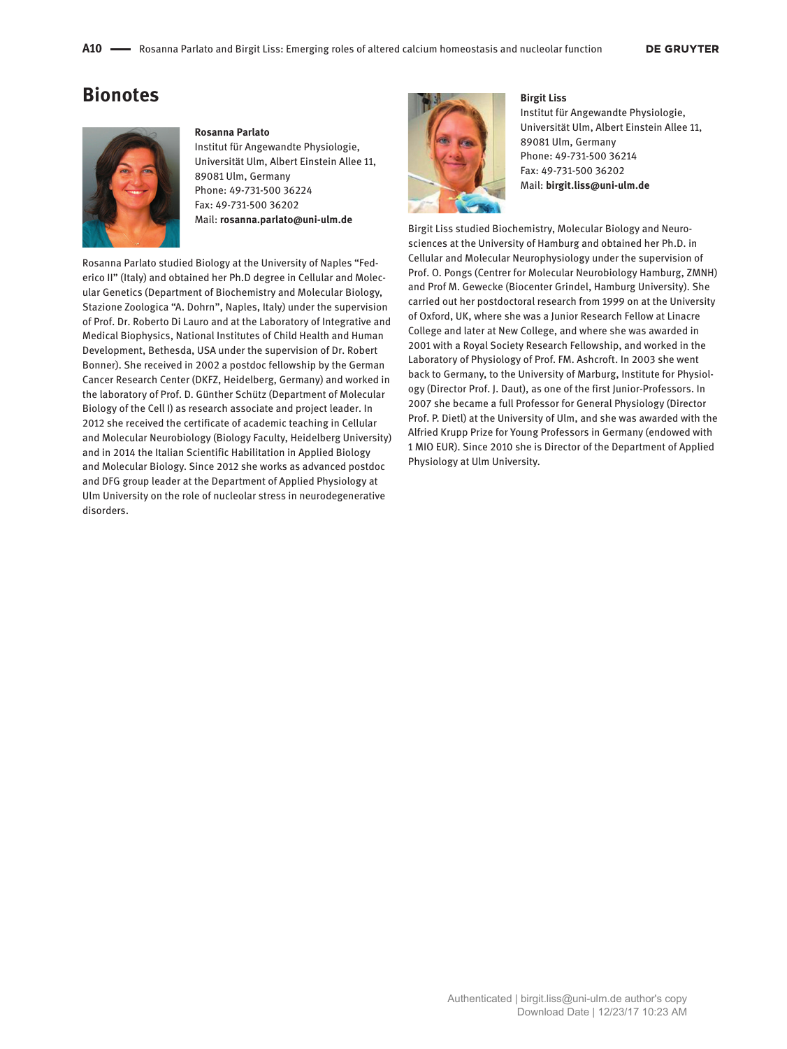## Bionotes

**Rosanna Parlato**
Institut für Angewandte Physiologie,
Universität Ulm, Albert Einstein Allee 11,
89081 Ulm, Germany
Phone: 49-731-500 36224
Fax: 49-731-500 36202
Mail: **rosanna.parlato@uni-ulm.de**

Rosanna Parlato studied Biology at the University of Naples "Federico II" (Italy) and obtained her Ph.D degree in Cellular and Molecular Genetics (Department of Biochemistry and Molecular Biology, Stazione Zoologica "A. Dohrn", Naples, Italy) under the supervision of Prof. Dr. Roberto Di Lauro and at the Laboratory of Integrative and Medical Biophysics, National Institutes of Child Health and Human Development, Bethesda, USA under the supervision of Dr. Robert Bonner). She received in 2002 a postdoc fellowship by the German Cancer Research Center (DKFZ, Heidelberg, Germany) and worked in the laboratory of Prof. D. Günther Schütz (Department of Molecular Biology of the Cell I) as research associate and project leader. In 2012 she received the certificate of academic teaching in Cellular and Molecular Neurobiology (Biology Faculty, Heidelberg University) and in 2014 the Italian Scientific Habilitation in Applied Biology and Molecular Biology. Since 2012 she works as advanced postdoc and DFG group leader at the Department of Applied Physiology at Ulm University on the role of nucleolar stress in neurodegenerative disorders.

**Birgit Liss**
Institut für Angewandte Physiologie,
Universität Ulm, Albert Einstein Allee 11,
89081 Ulm, Germany
Phone: 49-731-500 36214
Fax: 49-731-500 36202
Mail: **birgit.liss@uni-ulm.de**

Birgit Liss studied Biochemistry, Molecular Biology and Neurosciences at the University of Hamburg and obtained her Ph.D. in Cellular and Molecular Neurophysiology under the supervision of Prof. O. Pongs (Centrer for Molecular Neurobiology Hamburg, ZMNH) and Prof M. Gewecke (Biocenter Grindel, Hamburg University). She carried out her postdoctoral research from 1999 on at the University of Oxford, UK, where she was a Junior Research Fellow at Linacre College and later at New College, and where she was awarded in 2001 with a Royal Society Research Fellowship, and worked in the Laboratory of Physiology of Prof. FM. Ashcroft. In 2003 she went back to Germany, to the University of Marburg, Institute for Physiology (Director Prof. J. Daut), as one of the first Junior-Professors. In 2007 she became a full Professor for General Physiology (Director Prof. P. Dietl) at the University of Ulm, and she was awarded with the Alfried Krupp Prize for Young Professors in Germany (endowed with 1 MIO EUR). Since 2010 she is Director of the Department of Applied Physiology at Ulm University.